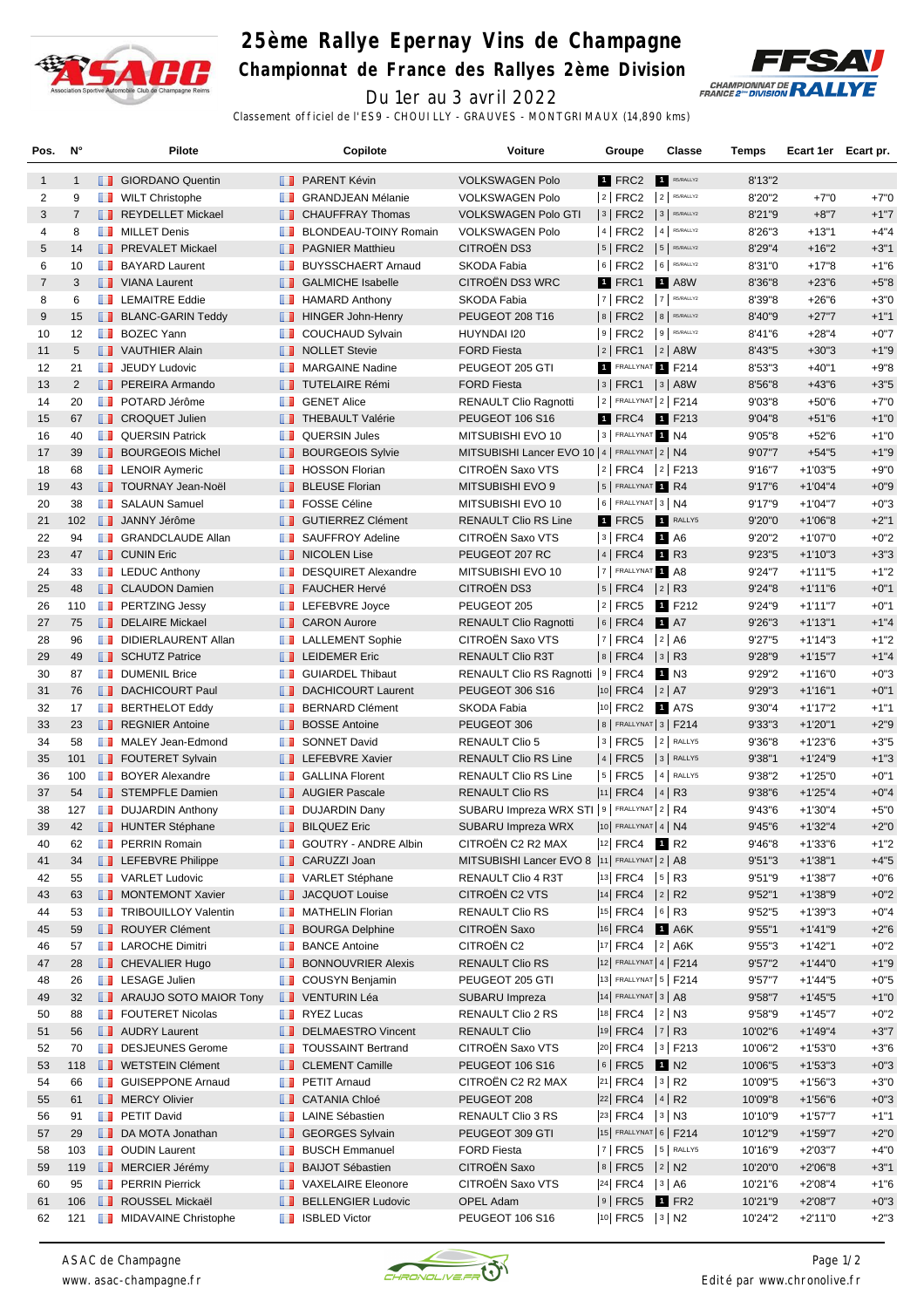# 25ème Rallye Epernay Vins de Champagne

## Championnat de France des Rallyes 2ème Division

Du 1er au 3 avril 2022

Classement officiel de l'ES9 - CHOUILLY - GRAUVES - MONTGRIMAUX (14,890 kms)

| Pos. | N° | Pilote | Copilote | Voiture | Groupe | Classe | Temps | Ecart 1er | Ecart pr. |
|---|---|---|---|---|---|---|---|---|---|
| 1 | 1 | GIORDANO Quentin | PARENT Kévin | VOLKSWAGEN Polo | 1 FRC2 | 1 R5/RALLY2 | 8'13"2 | | |
| 2 | 9 | WILT Christophe | GRANDJEAN Mélanie | VOLKSWAGEN Polo | 2 FRC2 | 2 R5/RALLY2 | 8'20"2 | +7"0 | +7"0 |
| 3 | 7 | REYDELLET Mickael | CHAUFFRAY Thomas | VOLKSWAGEN Polo GTI | 3 FRC2 | 3 R5/RALLY2 | 8'21"9 | +8"7 | +1"7 |
| 4 | 8 | MILLET Denis | BLONDEAU-TOINY Romain | VOLKSWAGEN Polo | 4 FRC2 | 4 R5/RALLY2 | 8'26"3 | +13"1 | +4"4 |
| 5 | 14 | PREVALET Mickael | PAGNIER Matthieu | CITROËN DS3 | 5 FRC2 | 5 R5/RALLY2 | 8'29"4 | +16"2 | +3"1 |
| 6 | 10 | BAYARD Laurent | BUYSSCHAERT Arnaud | SKODA Fabia | 6 FRC2 | 6 R5/RALLY2 | 8'31"0 | +17"8 | +1"6 |
| 7 | 3 | VIANA Laurent | GALMICHE Isabelle | CITROËN DS3 WRC | 1 FRC1 | 1 A8W | 8'36"8 | +23"6 | +5"8 |
| 8 | 6 | LEMAITRE Eddie | HAMARD Anthony | SKODA Fabia | 7 FRC2 | 7 R5/RALLY2 | 8'39"8 | +26"6 | +3"0 |
| 9 | 15 | BLANC-GARIN Teddy | HINGER John-Henry | PEUGEOT 208 T16 | 8 FRC2 | 8 R5/RALLY2 | 8'40"9 | +27"7 | +1"1 |
| 10 | 12 | BOZEC Yann | COUCHAUD Sylvain | HUYNDAI I20 | 9 FRC2 | 9 R5/RALLY2 | 8'41"6 | +28"4 | +0"7 |
| 11 | 5 | VAUTHIER Alain | NOLLET Stevie | FORD Fiesta | 2 FRC1 | 2 A8W | 8'43"5 | +30"3 | +1"9 |
| 12 | 21 | JEUDY Ludovic | MARGAINE Nadine | PEUGEOT 205 GTI | 1 FRALLYNAT | 1 F214 | 8'53"3 | +40"1 | +9"8 |
| 13 | 2 | PEREIRA Armando | TUTELAIRE Rémi | FORD Fiesta | 3 FRC1 | 3 A8W | 8'56"8 | +43"6 | +3"5 |
| 14 | 20 | POTARD Jérôme | GENET Alice | RENAULT Clio Ragnotti | 2 FRALLYNAT | 2 F214 | 9'03"8 | +50"6 | +7"0 |
| 15 | 67 | CROQUET Julien | THEBAULT Valérie | PEUGEOT 106 S16 | 1 FRC4 | 1 F213 | 9'04"8 | +51"6 | +1"0 |
| 16 | 40 | QUERSIN Patrick | QUERSIN Jules | MITSUBISHI EVO 10 | 3 FRALLYNAT | 1 N4 | 9'05"8 | +52"6 | +1"0 |
| 17 | 39 | BOURGEOIS Michel | BOURGEOIS Sylvie | MITSUBISHI Lancer EVO 10 | 4 FRALLYNAT | 2 N4 | 9'07"7 | +54"5 | +1"9 |
| 18 | 68 | LENOIR Aymeric | HOSSON Florian | CITROËN Saxo VTS | 2 FRC4 | 2 F213 | 9'16"7 | +1'03"5 | +9"0 |
| 19 | 43 | TOURNAY Jean-Noël | BLEUSE Florian | MITSUBISHI EVO 9 | 5 FRALLYNAT | 1 R4 | 9'17"6 | +1'04"4 | +0"9 |
| 20 | 38 | SALAUN Samuel | FOSSE Céline | MITSUBISHI EVO 10 | 6 FRALLYNAT | 3 N4 | 9'17"9 | +1'04"7 | +0"3 |
| 21 | 102 | JANNY Jérôme | GUTIERREZ Clément | RENAULT Clio RS Line | 1 FRC5 | 1 RALLY5 | 9'20"0 | +1'06"8 | +2"1 |
| 22 | 94 | GRANDCLAUDE Allan | SAUFFROY Adeline | CITROËN Saxo VTS | 3 FRC4 | 1 A6 | 9'20"2 | +1'07"0 | +0"2 |
| 23 | 47 | CUNIN Eric | NICOLEN Lise | PEUGEOT 207 RC | 4 FRC4 | 1 R3 | 9'23"5 | +1'10"3 | +3"3 |
| 24 | 33 | LEDUC Anthony | DESQUIRET Alexandre | MITSUBISHI EVO 10 | 7 FRALLYNAT | 1 A8 | 9'24"7 | +1'11"5 | +1"2 |
| 25 | 48 | CLAUDON Damien | FAUCHER Hervé | CITROËN DS3 | 5 FRC4 | 2 R3 | 9'24"8 | +1'11"6 | +0"1 |
| 26 | 110 | PERTZING Jessy | LEFEBVRE Joyce | PEUGEOT 205 | 2 FRC5 | 1 F212 | 9'24"9 | +1'11"7 | +0"1 |
| 27 | 75 | DELAIRE Mickael | CARON Aurore | RENAULT Clio Ragnotti | 6 FRC4 | 1 A7 | 9'26"3 | +1'13"1 | +1"4 |
| 28 | 96 | DIDIERLAURENT Allan | LALLEMENT Sophie | CITROËN Saxo VTS | 7 FRC4 | 2 A6 | 9'27"5 | +1'14"3 | +1"2 |
| 29 | 49 | SCHUTZ Patrice | LEIDEMER Eric | RENAULT Clio R3T | 8 FRC4 | 3 R3 | 9'28"9 | +1'15"7 | +1"4 |
| 30 | 87 | DUMENIL Brice | GUIARDEL Thibaut | RENAULT Clio RS Ragnotti | 9 FRC4 | 1 N3 | 9'29"2 | +1'16"0 | +0"3 |
| 31 | 76 | DACHICOURT Paul | DACHICOURT Laurent | PEUGEOT 306 S16 | 10 FRC4 | 2 A7 | 9'29"3 | +1'16"1 | +0"1 |
| 32 | 17 | BERTHELOT Eddy | BERNARD Clément | SKODA Fabia | 10 FRC2 | 1 A7S | 9'30"4 | +1'17"2 | +1"1 |
| 33 | 23 | REGNIER Antoine | BOSSE Antoine | PEUGEOT 306 | 8 FRALLYNAT | 3 F214 | 9'33"3 | +1'20"1 | +2"9 |
| 34 | 58 | MALEY Jean-Edmond | SONNET David | RENAULT Clio 5 | 3 FRC5 | 2 RALLY5 | 9'36"8 | +1'23"6 | +3"5 |
| 35 | 101 | FOUTERET Sylvain | LEFEBVRE Xavier | RENAULT Clio RS Line | 4 FRC5 | 3 RALLY5 | 9'38"1 | +1'24"9 | +1"3 |
| 36 | 100 | BOYER Alexandre | GALLINA Florent | RENAULT Clio RS Line | 5 FRC5 | 4 RALLY5 | 9'38"2 | +1'25"0 | +0"1 |
| 37 | 54 | STEMPFLE Damien | AUGIER Pascale | RENAULT Clio RS | 11 FRC4 | 4 R3 | 9'38"6 | +1'25"4 | +0"4 |
| 38 | 127 | DUJARDIN Anthony | DUJARDIN Dany | SUBARU Impreza WRX STI | 9 FRALLYNAT | 2 R4 | 9'43"6 | +1'30"4 | +5"0 |
| 39 | 42 | HUNTER Stéphane | BILQUEZ Eric | SUBARU Impreza WRX | 10 FRALLYNAT | 4 N4 | 9'45"6 | +1'32"4 | +2"0 |
| 40 | 62 | PERRIN Romain | GOUTRY - ANDRE Albin | CITROËN C2 R2 MAX | 12 FRC4 | 1 R2 | 9'46"8 | +1'33"6 | +1"2 |
| 41 | 34 | LEFEBVRE Philippe | CARUZZI Joan | MITSUBISHI Lancer EVO 8 | 11 FRALLYNAT | 2 A8 | 9'51"3 | +1'38"1 | +4"5 |
| 42 | 55 | VARLET Ludovic | VARLET Stéphane | RENAULT Clio 4 R3T | 13 FRC4 | 5 R3 | 9'51"9 | +1'38"7 | +0"6 |
| 43 | 63 | MONTEMONT Xavier | JACQUOT Louise | CITROËN C2 VTS | 14 FRC4 | 2 R2 | 9'52"1 | +1'38"9 | +0"2 |
| 44 | 53 | TRIBOUILLOY Valentin | MATHELIN Florian | RENAULT Clio RS | 15 FRC4 | 6 R3 | 9'52"5 | +1'39"3 | +0"4 |
| 45 | 59 | ROUYER Clément | BOURGA Delphine | CITROËN Saxo | 16 FRC4 | 1 A6K | 9'55"1 | +1'41"9 | +2"6 |
| 46 | 57 | LAROCHE Dimitri | BANCE Antoine | CITROËN C2 | 17 FRC4 | 2 A6K | 9'55"3 | +1'42"1 | +0"2 |
| 47 | 28 | CHEVALIER Hugo | BONNOUVRIER Alexis | RENAULT Clio RS | 12 FRALLYNAT | 4 F214 | 9'57"2 | +1'44"0 | +1"9 |
| 48 | 26 | LESAGE Julien | COUSYN Benjamin | PEUGEOT 205 GTI | 13 FRALLYNAT | 5 F214 | 9'57"7 | +1'44"5 | +0"5 |
| 49 | 32 | ARAUJO SOTO MAIOR Tony | VENTURIN Léa | SUBARU Impreza | 14 FRALLYNAT | 3 A8 | 9'58"7 | +1'45"5 | +1"0 |
| 50 | 88 | FOUTERET Nicolas | RYEZ Lucas | RENAULT Clio 2 RS | 18 FRC4 | 2 N3 | 9'58"9 | +1'45"7 | +0"2 |
| 51 | 56 | AUDRY Laurent | DELMAESTRO Vincent | RENAULT Clio | 19 FRC4 | 7 R3 | 10'02"6 | +1'49"4 | +3"7 |
| 52 | 70 | DESJEUNES Gerome | TOUSSAINT Bertrand | CITROËN Saxo VTS | 20 FRC4 | 3 F213 | 10'06"2 | +1'53"0 | +3"6 |
| 53 | 118 | WETSTEIN Clément | CLEMENT Camille | PEUGEOT 106 S16 | 6 FRC5 | 1 N2 | 10'06"5 | +1'53"3 | +0"3 |
| 54 | 66 | GUISEPPONE Arnaud | PETIT Arnaud | CITROËN C2 R2 MAX | 21 FRC4 | 3 R2 | 10'09"5 | +1'56"3 | +3"0 |
| 55 | 61 | MERCY Olivier | CATANIA Chloé | PEUGEOT 208 | 22 FRC4 | 4 R2 | 10'09"8 | +1'56"6 | +0"3 |
| 56 | 91 | PETIT David | LAINE Sébastien | RENAULT Clio 3 RS | 23 FRC4 | 3 N3 | 10'10"9 | +1'57"7 | +1"1 |
| 57 | 29 | DA MOTA Jonathan | GEORGES Sylvain | PEUGEOT 309 GTI | 15 FRALLYNAT | 6 F214 | 10'12"9 | +1'59"7 | +2"0 |
| 58 | 103 | OUDIN Laurent | BUSCH Emmanuel | FORD Fiesta | 7 FRC5 | 5 RALLY5 | 10'16"9 | +2'03"7 | +4"0 |
| 59 | 119 | MERCIER Jérémy | BAIJOT Sébastien | CITROËN Saxo | 8 FRC5 | 2 N2 | 10'20"0 | +2'06"8 | +3"1 |
| 60 | 95 | PERRIN Pierrick | VAXELAIRE Eleonore | CITROËN Saxo VTS | 24 FRC4 | 3 A6 | 10'21"6 | +2'08"4 | +1"6 |
| 61 | 106 | ROUSSEL Mickaël | BELLENGIER Ludovic | OPEL Adam | 9 FRC5 | 1 FR2 | 10'21"9 | +2'08"7 | +0"3 |
| 62 | 121 | MIDAVAINE Christophe | ISBLED Victor | PEUGEOT 106 S16 | 10 FRC5 | 3 N2 | 10'24"2 | +2'11"0 | +2"3 |

ASAC de Champagne
www.asac-champagne.fr

Edité par www.chronolive.fr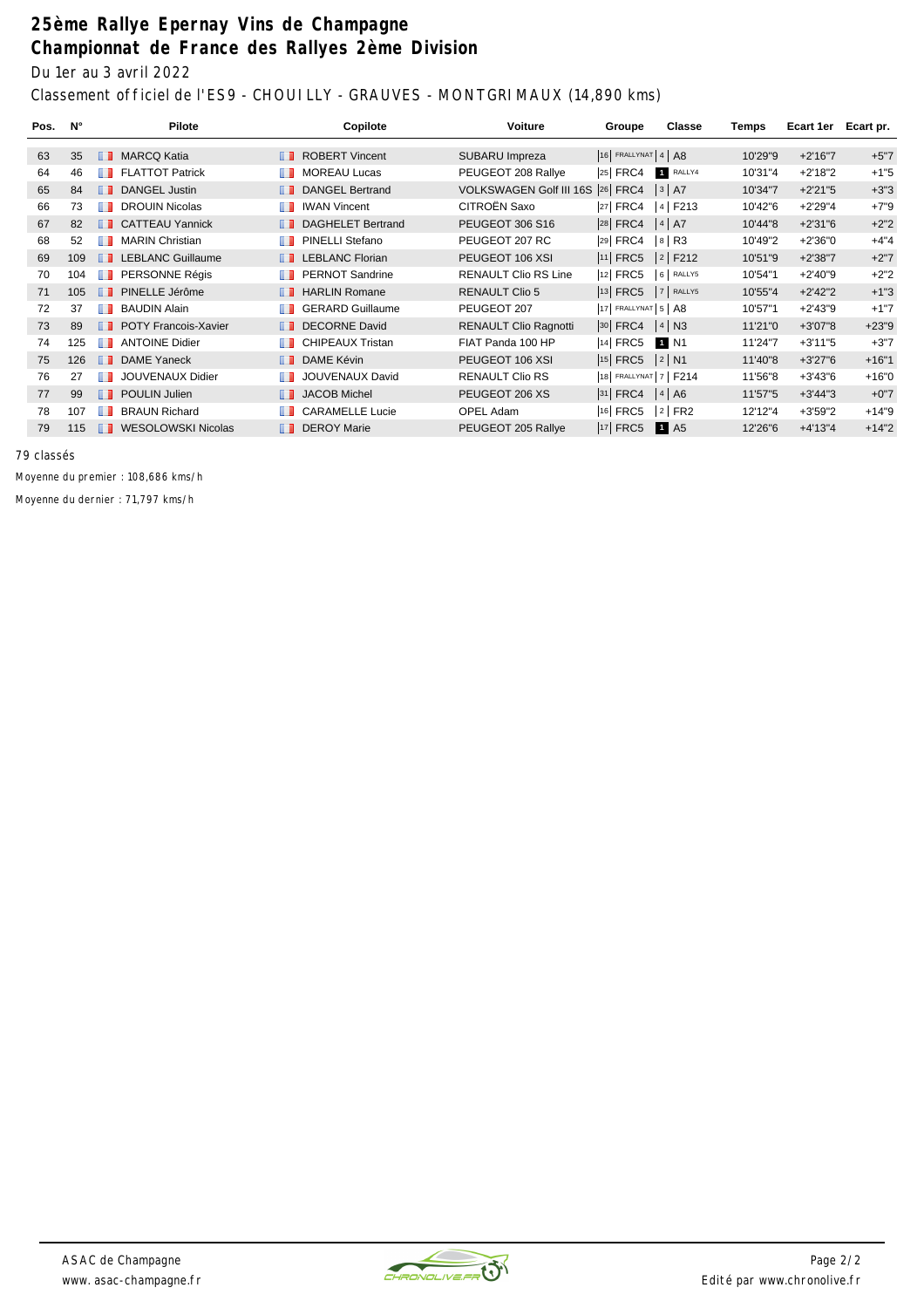# 25ème Rallye Epernay Vins de Champagne
## Championnat de France des Rallyes 2ème Division

Du 1er au 3 avril 2022

Classement officiel de l'ES9 - CHOUILLY - GRAUVES - MONTGRIMAUX (14,890 kms)

| Pos. | N° | Pilote | Copilote | Voiture | Groupe | Classe | Temps | Ecart 1er | Ecart pr. |
|---|---|---|---|---|---|---|---|---|---|
| 63 | 35 | MARCQ Katia | ROBERT Vincent | SUBARU Impreza | 16 FRALLYNAT | 4 A8 | 10'29"9 | +2'16"7 | +5"7 |
| 64 | 46 | FLATTOT Patrick | MOREAU Lucas | PEUGEOT 208 Rallye | 25 FRC4 | 1 RALLY4 | 10'31"4 | +2'18"2 | +1"5 |
| 65 | 84 | DANGEL Justin | DANGEL Bertrand | VOLKSWAGEN Golf III 16S | 26 FRC4 | 3 A7 | 10'34"7 | +2'21"5 | +3"3 |
| 66 | 73 | DROUIN Nicolas | IWAN Vincent | CITROËN Saxo | 27 FRC4 | 4 F213 | 10'42"6 | +2'29"4 | +7"9 |
| 67 | 82 | CATTEAU Yannick | DAGHELET Bertrand | PEUGEOT 306 S16 | 28 FRC4 | 4 A7 | 10'44"8 | +2'31"6 | +2"2 |
| 68 | 52 | MARIN Christian | PINELLI Stefano | PEUGEOT 207 RC | 29 FRC4 | 8 R3 | 10'49"2 | +2'36"0 | +4"4 |
| 69 | 109 | LEBLANC Guillaume | LEBLANC Florian | PEUGEOT 106 XSI | 11 FRC5 | 2 F212 | 10'51"9 | +2'38"7 | +2"7 |
| 70 | 104 | PERSONNE Régis | PERNOT Sandrine | RENAULT Clio RS Line | 12 FRC5 | 6 RALLY5 | 10'54"1 | +2'40"9 | +2"2 |
| 71 | 105 | PINELLE Jérôme | HARLIN Romane | RENAULT Clio 5 | 13 FRC5 | 7 RALLY5 | 10'55"4 | +2'42"2 | +1"3 |
| 72 | 37 | BAUDIN Alain | GERARD Guillaume | PEUGEOT 207 | 17 FRALLYNAT | 5 A8 | 10'57"1 | +2'43"9 | +1"7 |
| 73 | 89 | POTY Francois-Xavier | DECORNE David | RENAULT Clio Ragnotti | 30 FRC4 | 4 N3 | 11'21"0 | +3'07"8 | +23"9 |
| 74 | 125 | ANTOINE Didier | CHIPEAUX Tristan | FIAT Panda 100 HP | 14 FRC5 | 1 N1 | 11'24"7 | +3'11"5 | +3"7 |
| 75 | 126 | DAME Yaneck | DAME Kévin | PEUGEOT 106 XSI | 15 FRC5 | 2 N1 | 11'40"8 | +3'27"6 | +16"1 |
| 76 | 27 | JOUVENAUX Didier | JOUVENAUX David | RENAULT Clio RS | 18 FRALLYNAT | 7 F214 | 11'56"8 | +3'43"6 | +16"0 |
| 77 | 99 | POULIN Julien | JACOB Michel | PEUGEOT 206 XS | 31 FRC4 | 4 A6 | 11'57"5 | +3'44"3 | +0"7 |
| 78 | 107 | BRAUN Richard | CARAMELLE Lucie | OPEL Adam | 16 FRC5 | 2 FR2 | 12'12"4 | +3'59"2 | +14"9 |
| 79 | 115 | WESOLOWSKI Nicolas | DEROY Marie | PEUGEOT 205 Rallye | 17 FRC5 | 1 A5 | 12'26"6 | +4'13"4 | +14"2 |

79 classés

Moyenne du premier : 108,686 kms/h

Moyenne du dernier : 71,797 kms/h

ASAC de Champagne
www.asac-champagne.fr

Edité par www.chronolive.fr